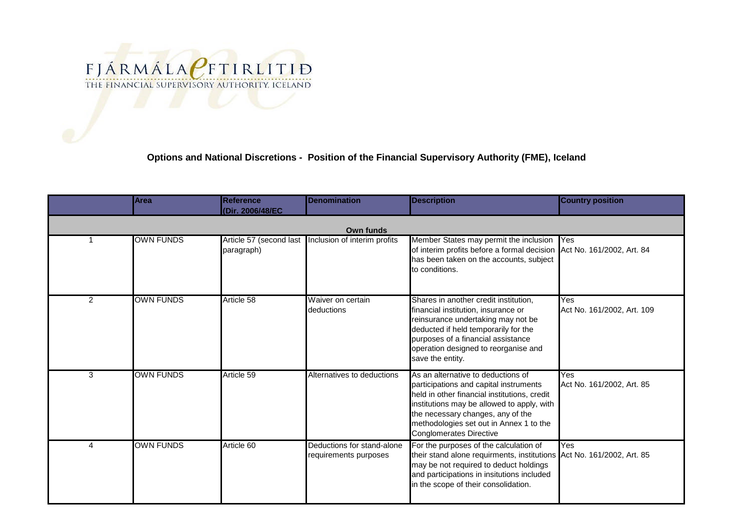FJÁRMÁLAEFTIRLITIÐ
THE FINANCIAL SUPERVISORY AUTHORITY, ICELAND

**Options and National Discretions - Position of the Financial Supervisory Authority (FME), Iceland**

| | Area | Reference (Dir. 2006/48/EC | Denomination | Description | Country position |
|---|---|---|---|---|---|
| | | | **Own funds** | | |
| 1 | OWN FUNDS | Article 57 (second last paragraph) | Inclusion of interim profits | Member States may permit the inclusion of interim profits before a formal decision has been taken on the accounts, subject to conditions. | Yes<br>Act No. 161/2002, Art. 84 |
| 2 | OWN FUNDS | Article 58 | Waiver on certain deductions | Shares in another credit institution, financial institution, insurance or reinsurance undertaking may not be deducted if held temporarily for the purposes of a financial assistance operation designed to reorganise and save the entity. | Yes<br>Act No. 161/2002, Art. 109 |
| 3 | OWN FUNDS | Article 59 | Alternatives to deductions | As an alternative to deductions of participations and capital instruments held in other financial institutions, credit institutions may be allowed to apply, with the necessary changes, any of the methodologies set out in Annex 1 to the Conglomerates Directive | Yes<br>Act No. 161/2002, Art. 85 |
| 4 | OWN FUNDS | Article 60 | Deductions for stand-alone requirements purposes | For the purposes of the calculation of their stand alone requirments, institutions may be not required to deduct holdings and participations in insitutions included in the scope of their consolidation. | Yes<br>Act No. 161/2002, Art. 85 |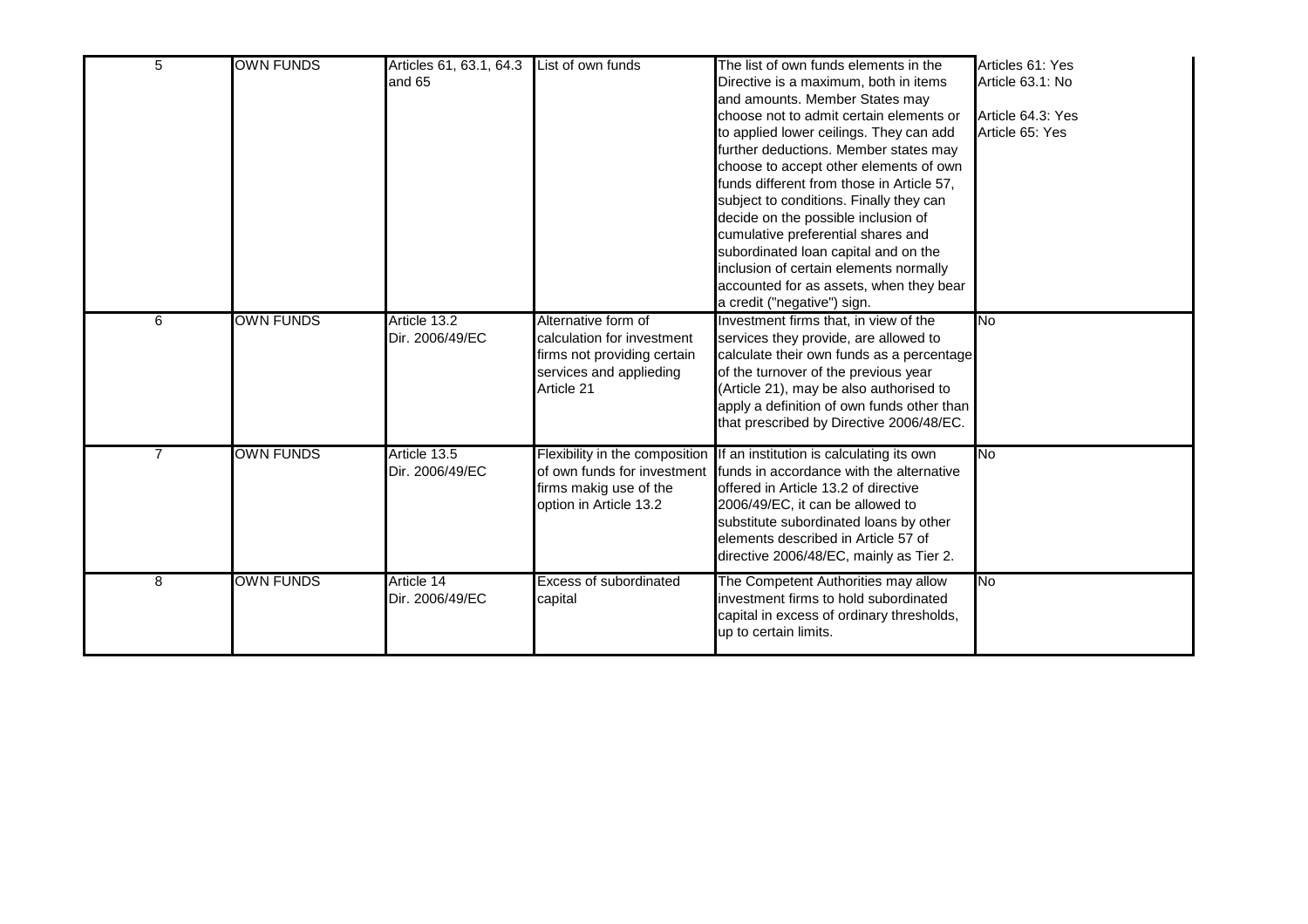| 5 | OWN FUNDS | Articles 61, 63.1, 64.3 and 65 | List of own funds | The list of own funds elements in the Directive is a maximum, both in items and amounts. Member States may choose not to admit certain elements or to applied lower ceilings. They can add further deductions. Member states may choose to accept other elements of own funds different from those in Article 57, subject to conditions. Finally they can decide on the possible inclusion of cumulative preferential shares and subordinated loan capital and on the inclusion of certain elements normally accounted for as assets, when they bear a credit ("negative") sign. | Articles 61: Yes<br>Article 63.1: No<br><br>Article 64.3: Yes<br>Article 65: Yes |
|---|---|---|---|---|---|
| 6 | OWN FUNDS | Article 13.2<br>Dir. 2006/49/EC | Alternative form of calculation for investment firms not providing certain services and applieding Article 21 | Investment firms that, in view of the services they provide, are allowed to calculate their own funds as a percentage of the turnover of the previous year (Article 21), may be also authorised to apply a definition of own funds other than that prescribed by Directive 2006/48/EC. | No |
| 7 | OWN FUNDS | Article 13.5<br>Dir. 2006/49/EC | Flexibility in the composition of own funds for investment firms makig use of the option in Article 13.2 | If an institution is calculating its own funds in accordance with the alternative offered in Article 13.2 of directive 2006/49/EC, it can be allowed to substitute subordinated loans by other elements described in Article 57 of directive 2006/48/EC, mainly as Tier 2. | No |
| 8 | OWN FUNDS | Article 14<br>Dir. 2006/49/EC | Excess of subordinated capital | The Competent Authorities may allow investment firms to hold subordinated capital in excess of ordinary thresholds, up to certain limits. | No |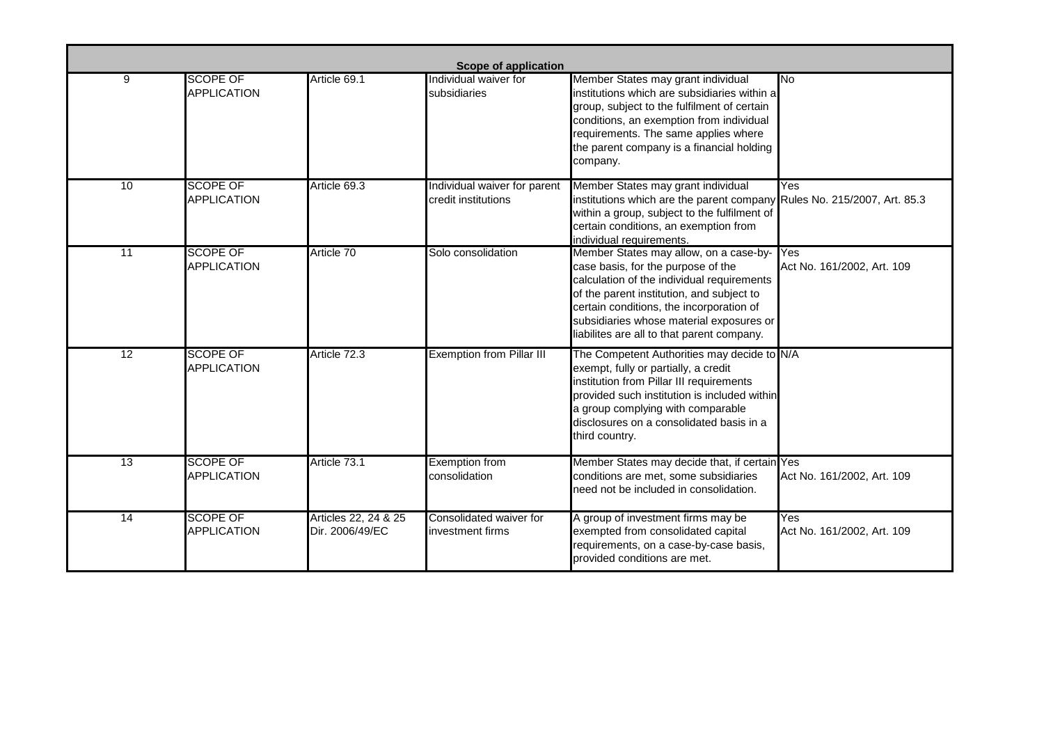| Scope of application | | | | | |
|---|---|---|---|---|---|
| 9 | SCOPE OF APPLICATION | Article 69.1 | Individual waiver for subsidiaries | Member States may grant individual institutions which are subsidiaries within a group, subject to the fulfilment of certain conditions, an exemption from individual requirements. The same applies where the parent company is a financial holding company. | No |
| 10 | SCOPE OF APPLICATION | Article 69.3 | Individual waiver for parent credit institutions | Member States may grant individual institutions which are the parent company within a group, subject to the fulfilment of certain conditions, an exemption from individual requirements. | Yes Rules No. 215/2007, Art. 85.3 |
| 11 | SCOPE OF APPLICATION | Article 70 | Solo consolidation | Member States may allow, on a case-by-case basis, for the purpose of the calculation of the individual requirements of the parent institution, and subject to certain conditions, the incorporation of subsidiaries whose material exposures or liabilites are all to that parent company. | Yes Act No. 161/2002, Art. 109 |
| 12 | SCOPE OF APPLICATION | Article 72.3 | Exemption from Pillar III | The Competent Authorities may decide to exempt, fully or partially, a credit institution from Pillar III requirements provided such institution is included within a group complying with comparable disclosures on a consolidated basis in a third country. | N/A |
| 13 | SCOPE OF APPLICATION | Article 73.1 | Exemption from consolidation | Member States may decide that, if certain conditions are met, some subsidiaries need not be included in consolidation. | Yes Act No. 161/2002, Art. 109 |
| 14 | SCOPE OF APPLICATION | Articles 22, 24 & 25 Dir. 2006/49/EC | Consolidated waiver for investment firms | A group of investment firms may be exempted from consolidated capital requirements, on a case-by-case basis, provided conditions are met. | Yes Act No. 161/2002, Art. 109 |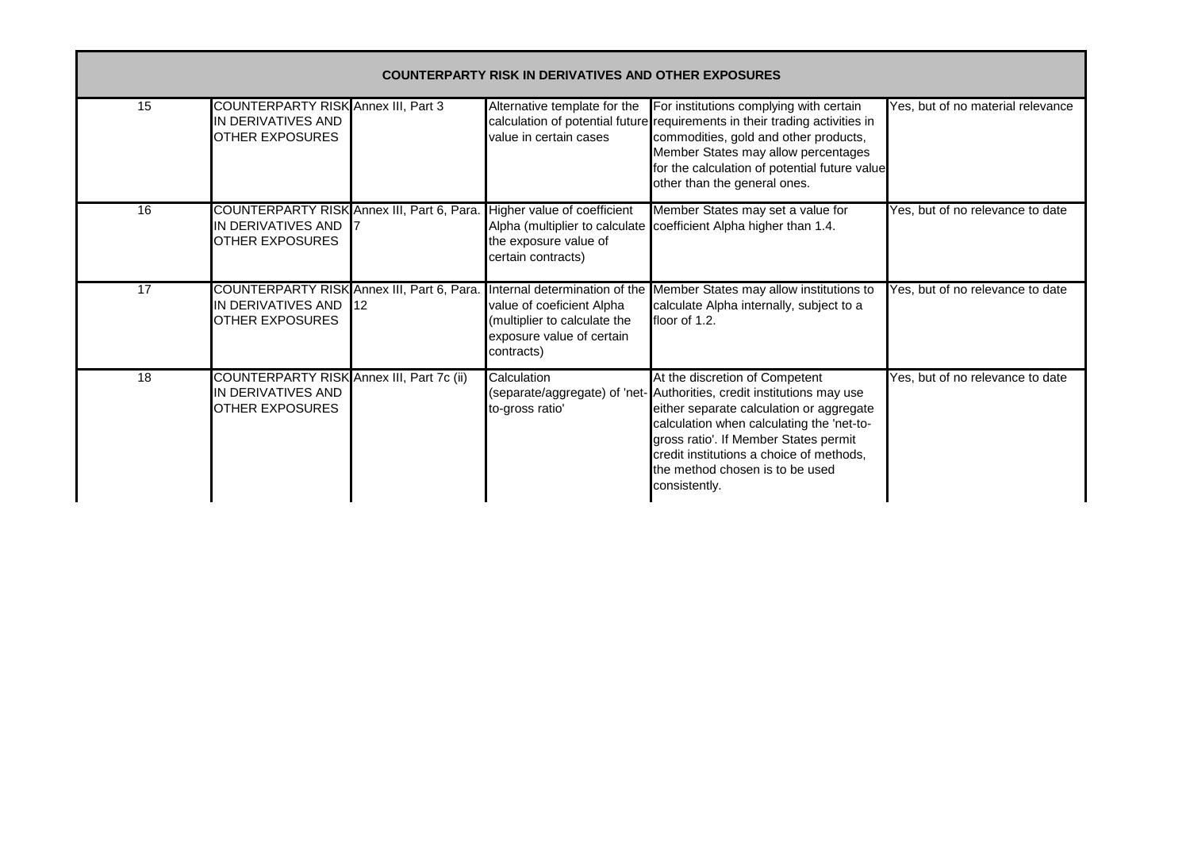| COUNTERPARTY RISK IN DERIVATIVES AND OTHER EXPOSURES | | | | | |
|---|---|---|---|---|---|
| 15 | COUNTERPARTY RISK IN DERIVATIVES AND OTHER EXPOSURES | Annex III, Part 3 | Alternative template for the calculation of potential future value in certain cases | For institutions complying with certain requirements in their trading activities in commodities, gold and other products, Member States may allow percentages for the calculation of potential future value other than the general ones. | Yes, but of no material relevance |
| 16 | COUNTERPARTY RISK IN DERIVATIVES AND OTHER EXPOSURES | Annex III, Part 6, Para. 7 | Higher value of coefficient Alpha (multiplier to calculate the exposure value of certain contracts) | Member States may set a value for coefficient Alpha higher than 1.4. | Yes, but of no relevance to date |
| 17 | COUNTERPARTY RISK IN DERIVATIVES AND OTHER EXPOSURES | Annex III, Part 6, Para. 12 | Internal determination of the value of coeficient Alpha (multiplier to calculate the exposure value of certain contracts) | Member States may allow institutions to calculate Alpha internally, subject to a floor of 1.2. | Yes, but of no relevance to date |
| 18 | COUNTERPARTY RISK IN DERIVATIVES AND OTHER EXPOSURES | Annex III, Part 7c (ii) | Calculation (separate/aggregate) of 'net-to-gross ratio' | At the discretion of Competent Authorities, credit institutions may use either separate calculation or aggregate calculation when calculating the 'net-to-gross ratio'. If Member States permit credit institutions a choice of methods, the method chosen is to be used consistently. | Yes, but of no relevance to date |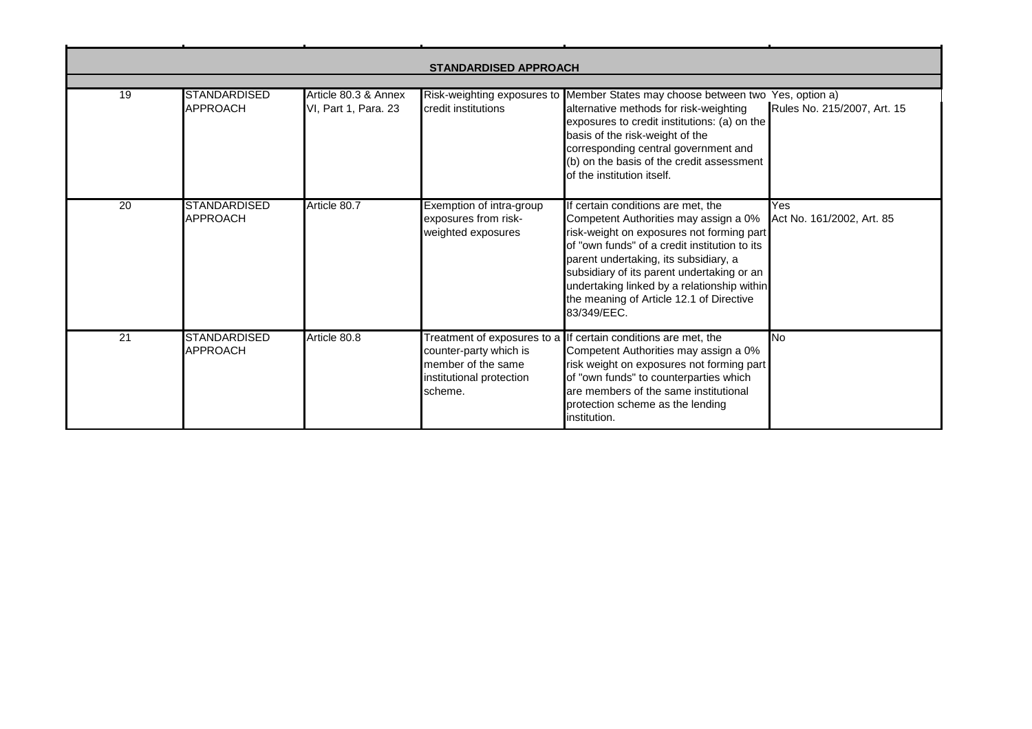| | | | | | |
|---|---|---|---|---|---|
| **STANDARDISED APPROACH** | | | | | |
| 19 | STANDARDISED APPROACH | Article 80.3 & Annex VI, Part 1, Para. 23 | Risk-weighting exposures to credit institutions | Member States may choose between two alternative methods for risk-weighting exposures to credit institutions: (a) on the basis of the risk-weight of the corresponding central government and (b) on the basis of the credit assessment of the institution itself. | Yes, option a) Rules No. 215/2007, Art. 15 |
| 20 | STANDARDISED APPROACH | Article 80.7 | Exemption of intra-group exposures from risk-weighted exposures | If certain conditions are met, the Competent Authorities may assign a 0% risk-weight on exposures not forming part of "own funds" of a credit institution to its parent undertaking, its subsidiary, a subsidiary of its parent undertaking or an undertaking linked by a relationship within the meaning of Article 12.1 of Directive 83/349/EEC. | Yes Act No. 161/2002, Art. 85 |
| 21 | STANDARDISED APPROACH | Article 80.8 | Treatment of exposures to a counter-party which is member of the same institutional protection scheme. | If certain conditions are met, the Competent Authorities may assign a 0% risk weight on exposures not forming part of "own funds" to counterparties which are members of the same institutional protection scheme as the lending institution. | No |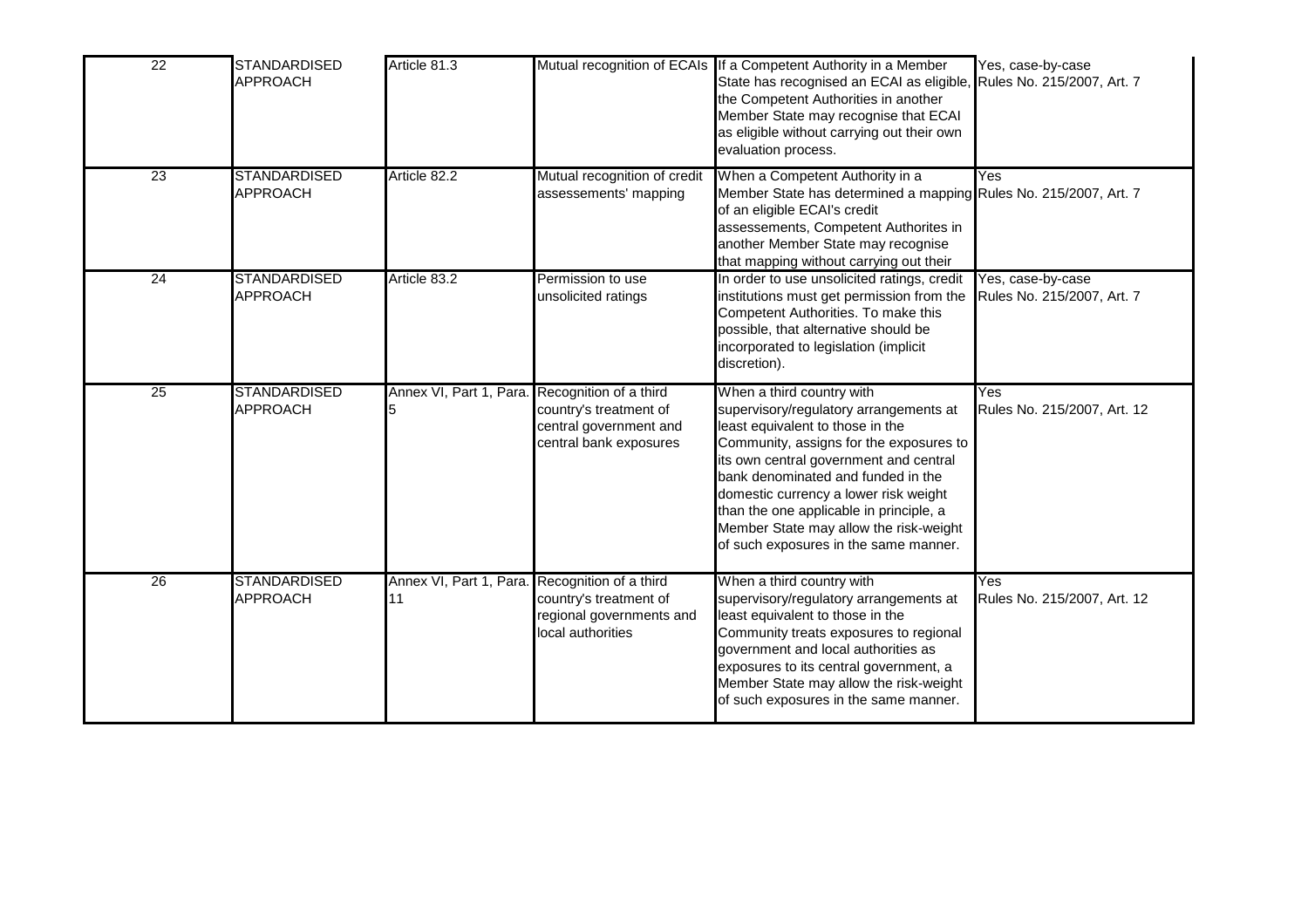| 22 | STANDARDISED APPROACH | Article 81.3 | Mutual recognition of ECAIs | If a Competent Authority in a Member State has recognised an ECAI as eligible, the Competent Authorities in another Member State may recognise that ECAI as eligible without carrying out their own evaluation process. | Yes, case-by-case Rules No. 215/2007, Art. 7 |
|---|---|---|---|---|---|
| 23 | STANDARDISED APPROACH | Article 82.2 | Mutual recognition of credit assessements' mapping | When a Competent Authority in a Member State has determined a mapping of an eligible ECAI's credit assessements, Competent Authorites in another Member State may recognise that mapping without carrying out their | Yes Rules No. 215/2007, Art. 7 |
| 24 | STANDARDISED APPROACH | Article 83.2 | Permission to use unsolicited ratings | In order to use unsolicited ratings, credit institutions must get permission from the Competent Authorities. To make this possible, that alternative should be incorporated to legislation (implicit discretion). | Yes, case-by-case Rules No. 215/2007, Art. 7 |
| 25 | STANDARDISED APPROACH | Annex VI, Part 1, Para. 5 | Recognition of a third country's treatment of central government and central bank exposures | When a third country with supervisory/regulatory arrangements at least equivalent to those in the Community, assigns for the exposures to its own central government and central bank denominated and funded in the domestic currency a lower risk weight than the one applicable in principle, a Member State may allow the risk-weight of such exposures in the same manner. | Yes Rules No. 215/2007, Art. 12 |
| 26 | STANDARDISED APPROACH | Annex VI, Part 1, Para. 11 | Recognition of a third country's treatment of regional governments and local authorities | When a third country with supervisory/regulatory arrangements at least equivalent to those in the Community treats exposures to regional government and local authorities as exposures to its central government, a Member State may allow the risk-weight of such exposures in the same manner. | Yes Rules No. 215/2007, Art. 12 |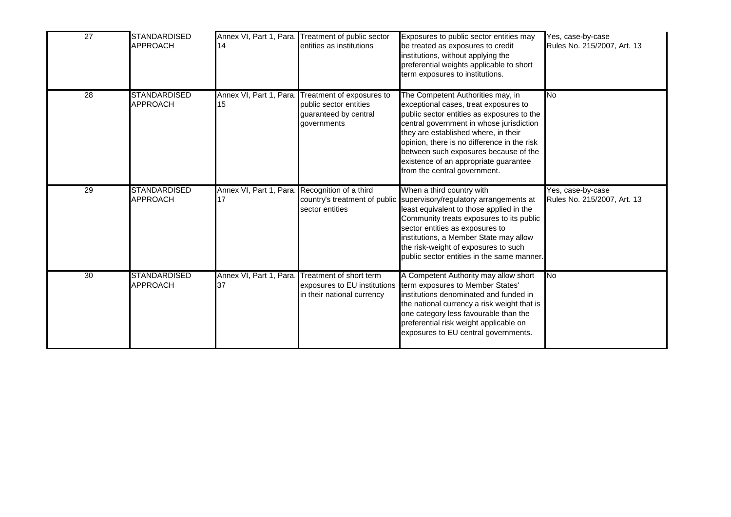| | | | | | |
|---|---|---|---|---|---|
| 27 | STANDARDISED APPROACH | Annex VI, Part 1, Para. 14 | Treatment of public sector entities as institutions | Exposures to public sector entities may be treated as exposures to credit institutions, without applying the preferential weights applicable to short term exposures to institutions. | Yes, case-by-case Rules No. 215/2007, Art. 13 |
| 28 | STANDARDISED APPROACH | Annex VI, Part 1, Para. 15 | Treatment of exposures to public sector entities guaranteed by central governments | The Competent Authorities may, in exceptional cases, treat exposures to public sector entities as exposures to the central government in whose jurisdiction they are established where, in their opinion, there is no difference in the risk between such exposures because of the existence of an appropriate guarantee from the central government. | No |
| 29 | STANDARDISED APPROACH | Annex VI, Part 1, Para. 17 | Recognition of a third country's treatment of public sector entities | When a third country with supervisory/regulatory arrangements at least equivalent to those applied in the Community treats exposures to its public sector entities as exposures to institutions, a Member State may allow the risk-weight of exposures to such public sector entities in the same manner. | Yes, case-by-case Rules No. 215/2007, Art. 13 |
| 30 | STANDARDISED APPROACH | Annex VI, Part 1, Para. 37 | Treatment of short term exposures to EU institutions in their national currency | A Competent Authority may allow short term exposures to Member States' institutions denominated and funded in the national currency a risk weight that is one category less favourable than the preferential risk weight applicable on exposures to EU central governments. | No |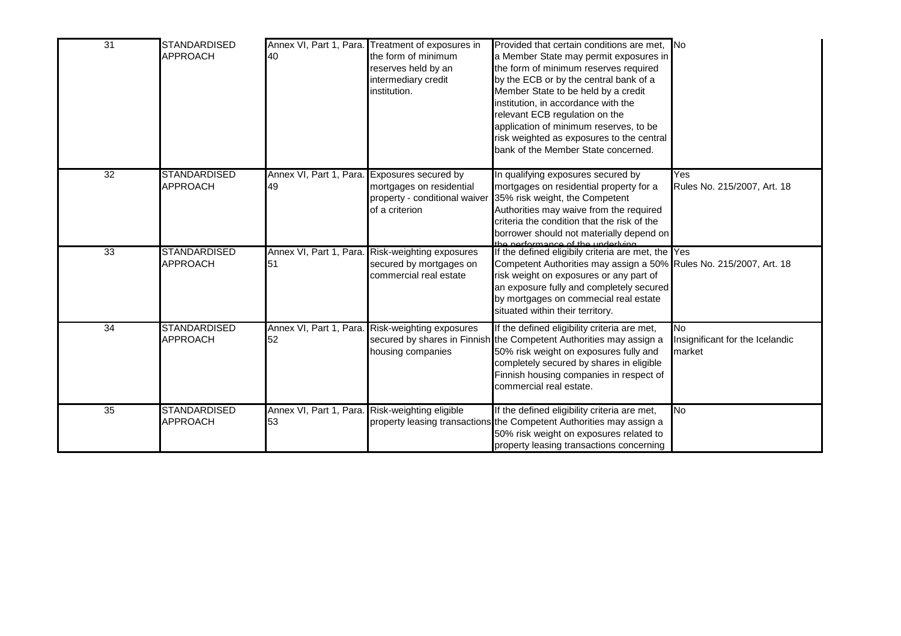| 31 | STANDARDISED APPROACH | Annex VI, Part 1, Para. 40 | Treatment of exposures in the form of minimum reserves held by an intermediary credit institution. | Provided that certain conditions are met, a Member State may permit exposures in the form of minimum reserves required by the ECB or by the central bank of a Member State to be held by a credit institution, in accordance with the relevant ECB regulation on the application of minimum reserves, to be risk weighted as exposures to the central bank of the Member State concerned. | No |
|---|---|---|---|---|---|
| 32 | STANDARDISED APPROACH | Annex VI, Part 1, Para. 49 | Exposures secured by mortgages on residential property - conditional waiver of a criterion | In qualifying exposures secured by mortgages on residential property for a 35% risk weight, the Competent Authorities may waive from the required criteria the condition that the risk of the borrower should not materially depend on the performance of the underlying | Yes<br>Rules No. 215/2007, Art. 18 |
| 33 | STANDARDISED APPROACH | Annex VI, Part 1, Para. 51 | Risk-weighting exposures secured by mortgages on commercial real estate | If the defined eligibily criteria are met, the Competent Authorities may assign a 50% risk weight on exposures or any part of an exposure fully and completely secured by mortgages on commecial real estate situated within their territory. | Yes<br>Rules No. 215/2007, Art. 18 |
| 34 | STANDARDISED APPROACH | Annex VI, Part 1, Para. 52 | Risk-weighting exposures secured by shares in Finnish housing companies | If the defined eligibility criteria are met, the Competent Authorities may assign a 50% risk weight on exposures fully and completely secured by shares in eligible Finnish housing companies in respect of commercial real estate. | No<br>Insignificant for the Icelandic market |
| 35 | STANDARDISED APPROACH | Annex VI, Part 1, Para. 53 | Risk-weighting eligible property leasing transactions | If the defined eligibility criteria are met, the Competent Authorities may assign a 50% risk weight on exposures related to property leasing transactions concerning | No |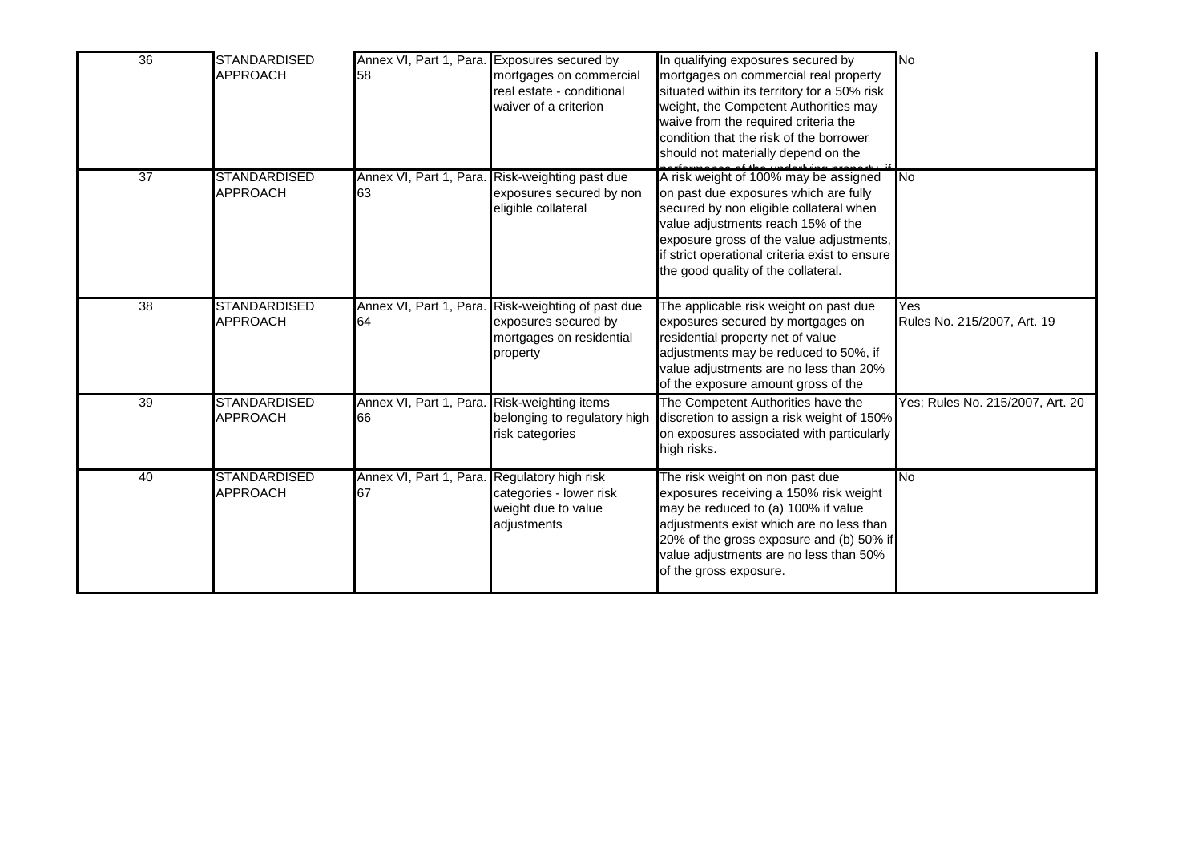| 36 | STANDARDISED APPROACH | Annex VI, Part 1, Para. 58 | Exposures secured by mortgages on commercial real estate - conditional waiver of a criterion | In qualifying exposures secured by mortgages on commercial real property situated within its territory for a 50% risk weight, the Competent Authorities may waive from the required criteria the condition that the risk of the borrower should not materially depend on the performance of the underlying property, if | No |
|---|---|---|---|---|---|
| 37 | STANDARDISED APPROACH | Annex VI, Part 1, Para. 63 | Risk-weighting past due exposures secured by non eligible collateral | A risk weight of 100% may be assigned on past due exposures which are fully secured by non eligible collateral when value adjustments reach 15% of the exposure gross of the value adjustments, if strict operational criteria exist to ensure the good quality of the collateral. | No |
| 38 | STANDARDISED APPROACH | Annex VI, Part 1, Para. 64 | Risk-weighting of past due exposures secured by mortgages on residential property | The applicable risk weight on past due exposures secured by mortgages on residential property net of value adjustments may be reduced to 50%, if value adjustments are no less than 20% of the exposure amount gross of the | Yes Rules No. 215/2007, Art. 19 |
| 39 | STANDARDISED APPROACH | Annex VI, Part 1, Para. 66 | Risk-weighting items belonging to regulatory high risk categories | The Competent Authorities have the discretion to assign a risk weight of 150% on exposures associated with particularly high risks. | Yes; Rules No. 215/2007, Art. 20 |
| 40 | STANDARDISED APPROACH | Annex VI, Part 1, Para. 67 | Regulatory high risk categories - lower risk weight due to value adjustments | The risk weight on non past due exposures receiving a 150% risk weight may be reduced to (a) 100% if value adjustments exist which are no less than 20% of the gross exposure and (b) 50% if value adjustments are no less than 50% of the gross exposure. | No |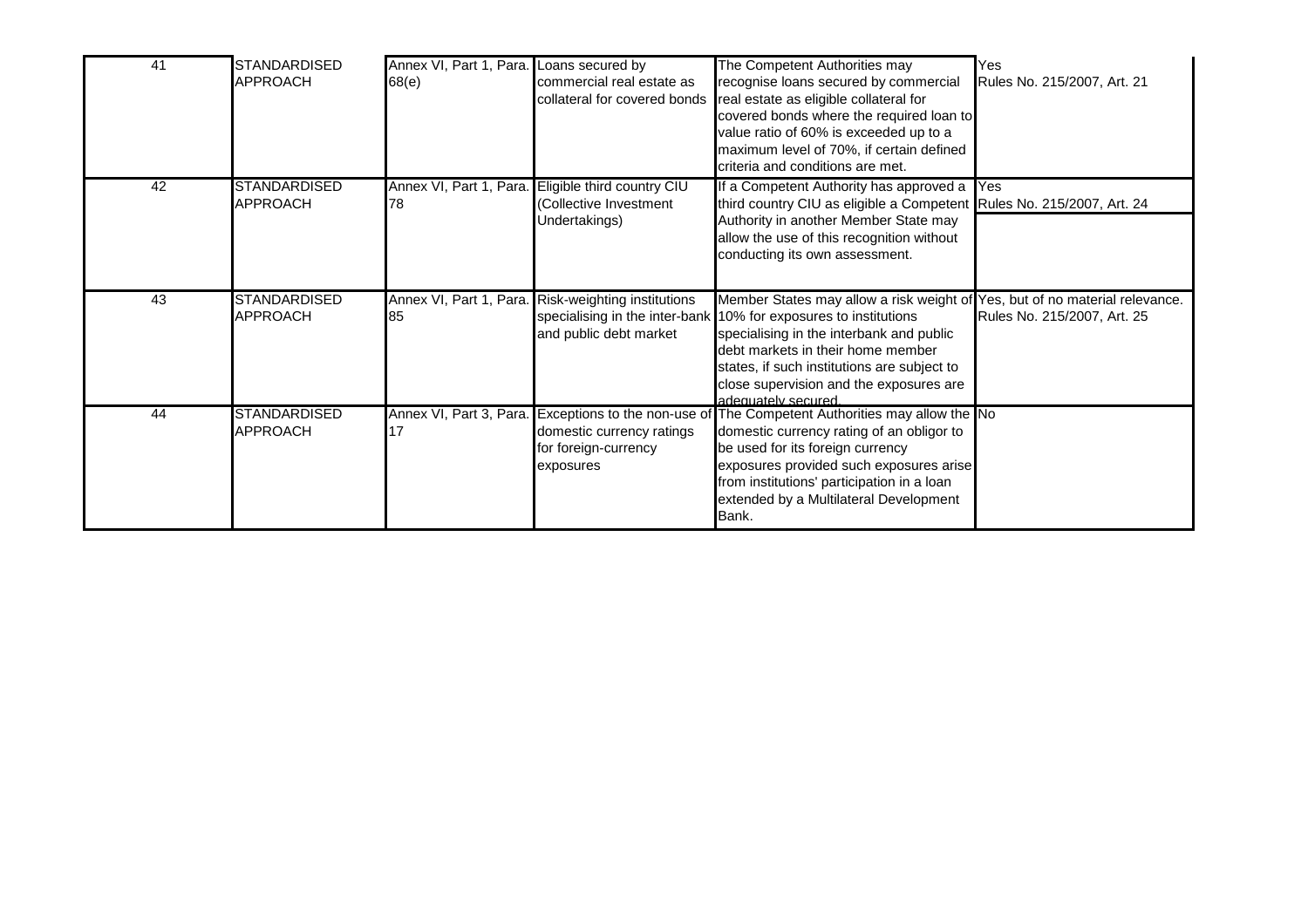| 41 | STANDARDISED APPROACH | Annex VI, Part 1, Para. 68(e) | Loans secured by commercial real estate as collateral for covered bonds | The Competent Authorities may recognise loans secured by commercial real estate as eligible collateral for covered bonds where the required loan to value ratio of 60% is exceeded up to a maximum level of 70%, if certain defined criteria and conditions are met. | Yes<br>Rules No. 215/2007, Art. 21 |
|---|---|---|---|---|---|
| 42 | STANDARDISED APPROACH | Annex VI, Part 1, Para. 78 | Eligible third country CIU (Collective Investment Undertakings) | If a Competent Authority has approved a third country CIU as eligible a Competent Authority in another Member State may allow the use of this recognition without conducting its own assessment. | Yes<br>Rules No. 215/2007, Art. 24 |
| 43 | STANDARDISED APPROACH | Annex VI, Part 1, Para. 85 | Risk-weighting institutions specialising in the inter-bank and public debt market | Member States may allow a risk weight of 10% for exposures to institutions specialising in the interbank and public debt markets in their home member states, if such institutions are subject to close supervision and the exposures are adequately secured. | Yes, but of no material relevance.<br>Rules No. 215/2007, Art. 25 |
| 44 | STANDARDISED APPROACH | Annex VI, Part 3, Para. 17 | Exceptions to the non-use of domestic currency ratings for foreign-currency exposures | The Competent Authorities may allow the domestic currency rating of an obligor to be used for its foreign currency exposures provided such exposures arise from institutions' participation in a loan extended by a Multilateral Development Bank. | No |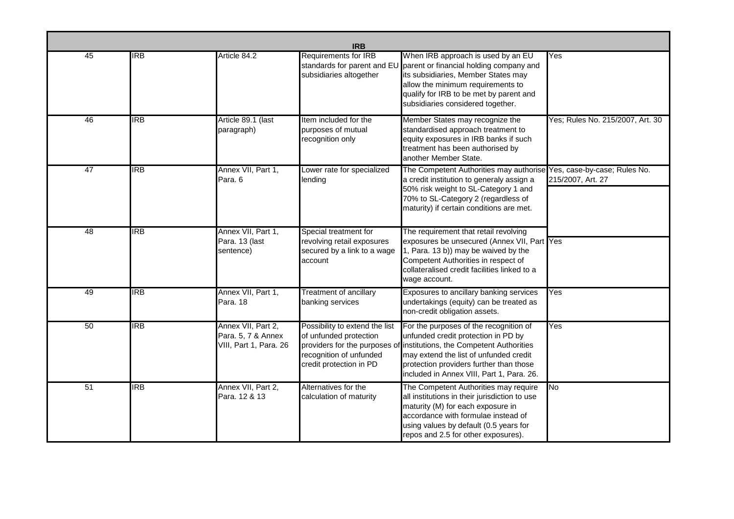| IRB | | | | | |
|---|---|---|---|---|---|
| 45 | IRB | Article 84.2 | Requirements for IRB standards for parent and EU subsidiaries altogether | When IRB approach is used by an EU parent or financial holding company and its subsidiaries, Member States may allow the minimum requirements to qualify for IRB to be met by parent and subsidiaries considered together. | Yes |
| 46 | IRB | Article 89.1 (last paragraph) | Item included for the purposes of mutual recognition only | Member States may recognize the standardised approach treatment to equity exposures in IRB banks if such treatment has been authorised by another Member State. | Yes; Rules No. 215/2007, Art. 30 |
| 47 | IRB | Annex VII, Part 1, Para. 6 | Lower rate for specialized lending | The Competent Authorities may authorise a credit institution to generaly assign a 50% risk weight to SL-Category 1 and 70% to SL-Category 2 (regardless of maturity) if certain conditions are met. | Yes, case-by-case; Rules No. 215/2007, Art. 27 |
| 48 | IRB | Annex VII, Part 1, Para. 13 (last sentence) | Special treatment for revolving retail exposures secured by a link to a wage account | The requirement that retail revolving exposures be unsecured (Annex VII, Part 1, Para. 13 b)) may be waived by the Competent Authorities in respect of collateralised credit facilities linked to a wage account. | Yes |
| 49 | IRB | Annex VII, Part 1, Para. 18 | Treatment of ancillary banking services | Exposures to ancillary banking services undertakings (equity) can be treated as non-credit obligation assets. | Yes |
| 50 | IRB | Annex VII, Part 2, Para. 5, 7 & Annex VIII, Part 1, Para. 26 | Possibility to extend the list of unfunded protection providers for the purposes of recognition of unfunded credit protection in PD | For the purposes of the recognition of unfunded credit protection in PD by institutions, the Competent Authorities may extend the list of unfunded credit protection providers further than those included in Annex VIII, Part 1, Para. 26. | Yes |
| 51 | IRB | Annex VII, Part 2, Para. 12 & 13 | Alternatives for the calculation of maturity | The Competent Authorities may require all institutions in their jurisdiction to use maturity (M) for each exposure in accordance with formulae instead of using values by default (0.5 years for repos and 2.5 for other exposures). | No |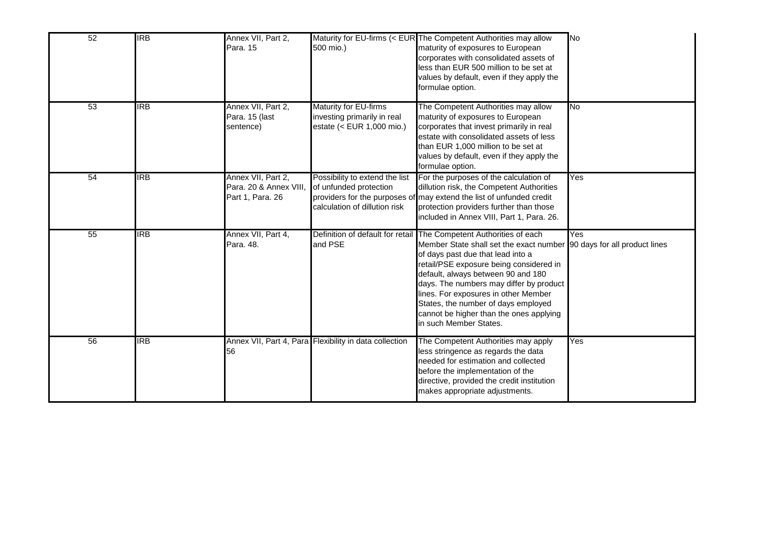| 52 | IRB | Annex VII, Part 2, Para. 15 | Maturity for EU-firms (< EUR 500 mio.) | The Competent Authorities may allow maturity of exposures to European corporates with consolidated assets of less than EUR 500 million to be set at values by default, even if they apply the formulae option. | No |
|---|---|---|---|---|---|
| 53 | IRB | Annex VII, Part 2, Para. 15 (last sentence) | Maturity for EU-firms investing primarily in real estate (< EUR 1,000 mio.) | The Competent Authorities may allow maturity of exposures to European corporates that invest primarily in real estate with consolidated assets of less than EUR 1,000 million to be set at values by default, even if they apply the formulae option. | No |
| 54 | IRB | Annex VII, Part 2, Para. 20 & Annex VIII, Part 1, Para. 26 | Possibility to extend the list of unfunded protection providers for the purposes of calculation of dillution risk | For the purposes of the calculation of dillution risk, the Competent Authorities may extend the list of unfunded credit protection providers further than those included in Annex VIII, Part 1, Para. 26. | Yes |
| 55 | IRB | Annex VII, Part 4, Para. 48. | Definition of default for retail and PSE | The Competent Authorities of each Member State shall set the exact number of days past due that lead into a retail/PSE exposure being considered in default, always between 90 and 180 days. The numbers may differ by product lines. For exposures in other Member States, the number of days employed cannot be higher than the ones applying in such Member States. | Yes<br>90 days for all product lines |
| 56 | IRB | Annex VII, Part 4, Para 56 | Flexibility in data collection | The Competent Authorities may apply less stringence as regards the data needed for estimation and collected before the implementation of the directive, provided the credit institution makes appropriate adjustments. | Yes |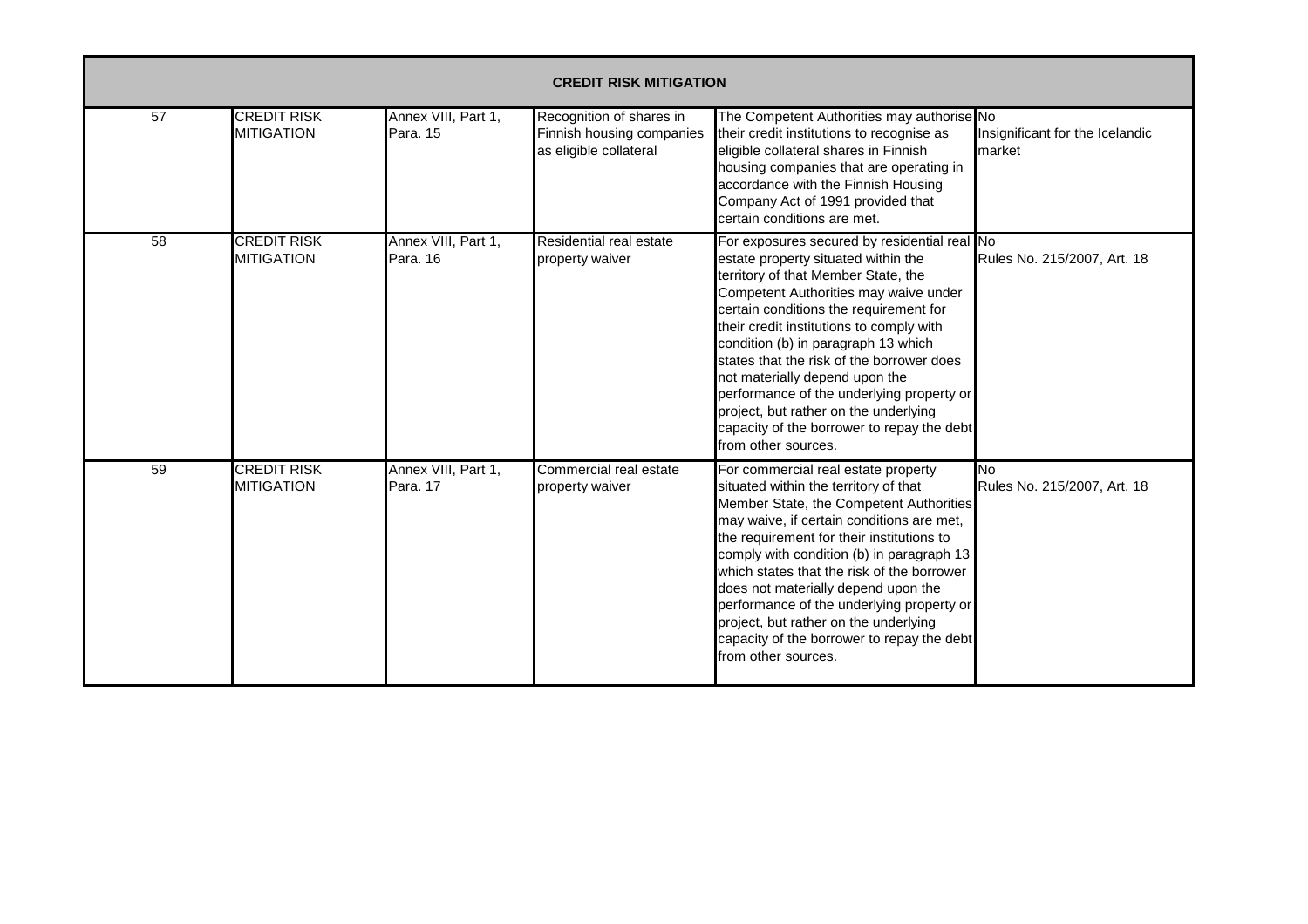| CREDIT RISK MITIGATION | | | | | |
|---|---|---|---|---|---|
| 57 | CREDIT RISK MITIGATION | Annex VIII, Part 1, Para. 15 | Recognition of shares in Finnish housing companies as eligible collateral | The Competent Authorities may authorise their credit institutions to recognise as eligible collateral shares in Finnish housing companies that are operating in accordance with the Finnish Housing Company Act of 1991 provided that certain conditions are met. | No Insignificant for the Icelandic market |
| 58 | CREDIT RISK MITIGATION | Annex VIII, Part 1, Para. 16 | Residential real estate property waiver | For exposures secured by residential real estate property situated within the territory of that Member State, the Competent Authorities may waive under certain conditions the requirement for their credit institutions to comply with condition (b) in paragraph 13 which states that the risk of the borrower does not materially depend upon the performance of the underlying property or project, but rather on the underlying capacity of the borrower to repay the debt from other sources. | No Rules No. 215/2007, Art. 18 |
| 59 | CREDIT RISK MITIGATION | Annex VIII, Part 1, Para. 17 | Commercial real estate property waiver | For commercial real estate property situated within the territory of that Member State, the Competent Authorities may waive, if certain conditions are met, the requirement for their institutions to comply with condition (b) in paragraph 13 which states that the risk of the borrower does not materially depend upon the performance of the underlying property or project, but rather on the underlying capacity of the borrower to repay the debt from other sources. | No Rules No. 215/2007, Art. 18 |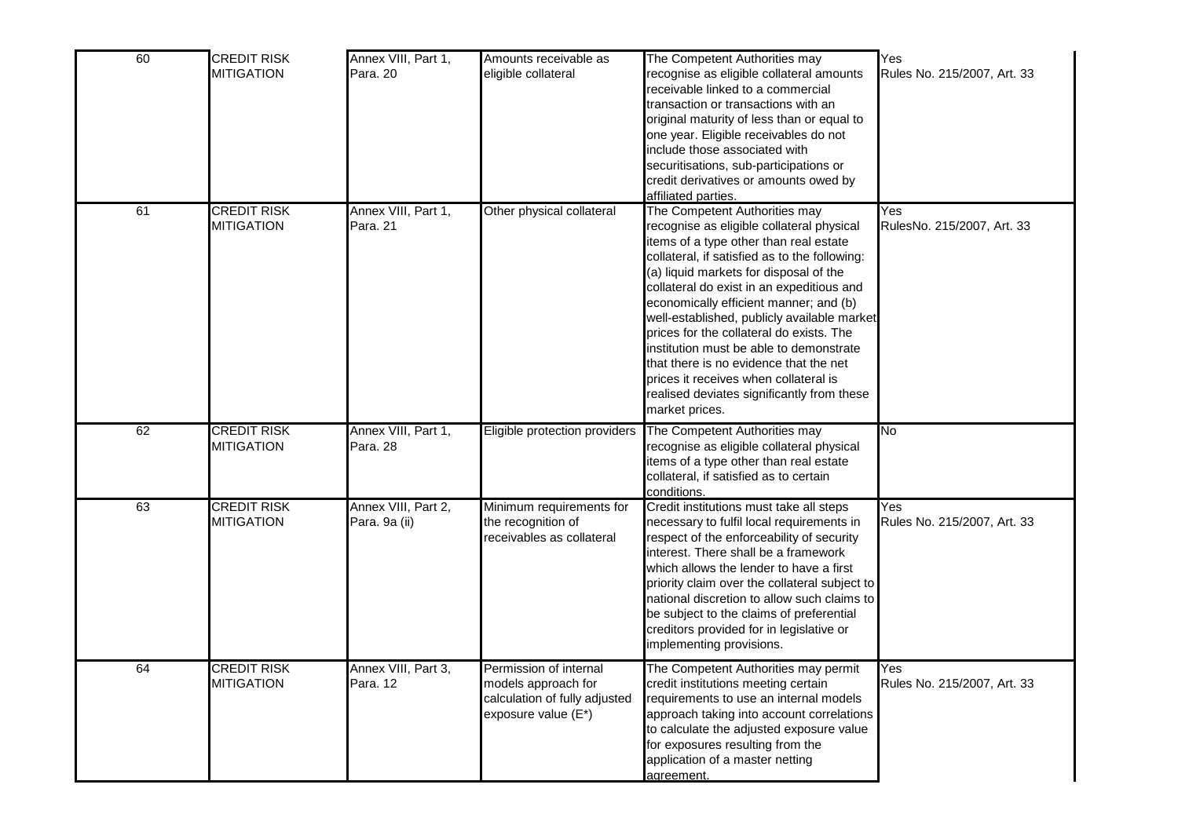| | | | | | |
|---|---|---|---|---|---|
| 60 | CREDIT RISK MITIGATION | Annex VIII, Part 1, Para. 20 | Amounts receivable as eligible collateral | The Competent Authorities may recognise as eligible collateral amounts receivable linked to a commercial transaction or transactions with an original maturity of less than or equal to one year. Eligible receivables do not include those associated with securitisations, sub-participations or credit derivatives or amounts owed by affiliated parties. | Yes Rules No. 215/2007, Art. 33 |
| 61 | CREDIT RISK MITIGATION | Annex VIII, Part 1, Para. 21 | Other physical collateral | The Competent Authorities may recognise as eligible collateral physical items of a type other than real estate collateral, if satisfied as to the following: (a) liquid markets for disposal of the collateral do exist in an expeditious and economically efficient manner; and (b) well-established, publicly available market prices for the collateral do exists. The institution must be able to demonstrate that there is no evidence that the net prices it receives when collateral is realised deviates significantly from these market prices. | Yes RulesNo. 215/2007, Art. 33 |
| 62 | CREDIT RISK MITIGATION | Annex VIII, Part 1, Para. 28 | Eligible protection providers | The Competent Authorities may recognise as eligible collateral physical items of a type other than real estate collateral, if satisfied as to certain conditions. | No |
| 63 | CREDIT RISK MITIGATION | Annex VIII, Part 2, Para. 9a (ii) | Minimum requirements for the recognition of receivables as collateral | Credit institutions must take all steps necessary to fulfil local requirements in respect of the enforceability of security interest. There shall be a framework which allows the lender to have a first priority claim over the collateral subject to national discretion to allow such claims to be subject to the claims of preferential creditors provided for in legislative or implementing provisions. | Yes Rules No. 215/2007, Art. 33 |
| 64 | CREDIT RISK MITIGATION | Annex VIII, Part 3, Para. 12 | Permission of internal models approach for calculation of fully adjusted exposure value (E*) | The Competent Authorities may permit credit institutions meeting certain requirements to use an internal models approach taking into account correlations to calculate the adjusted exposure value for exposures resulting from the application of a master netting agreement. | Yes Rules No. 215/2007, Art. 33 |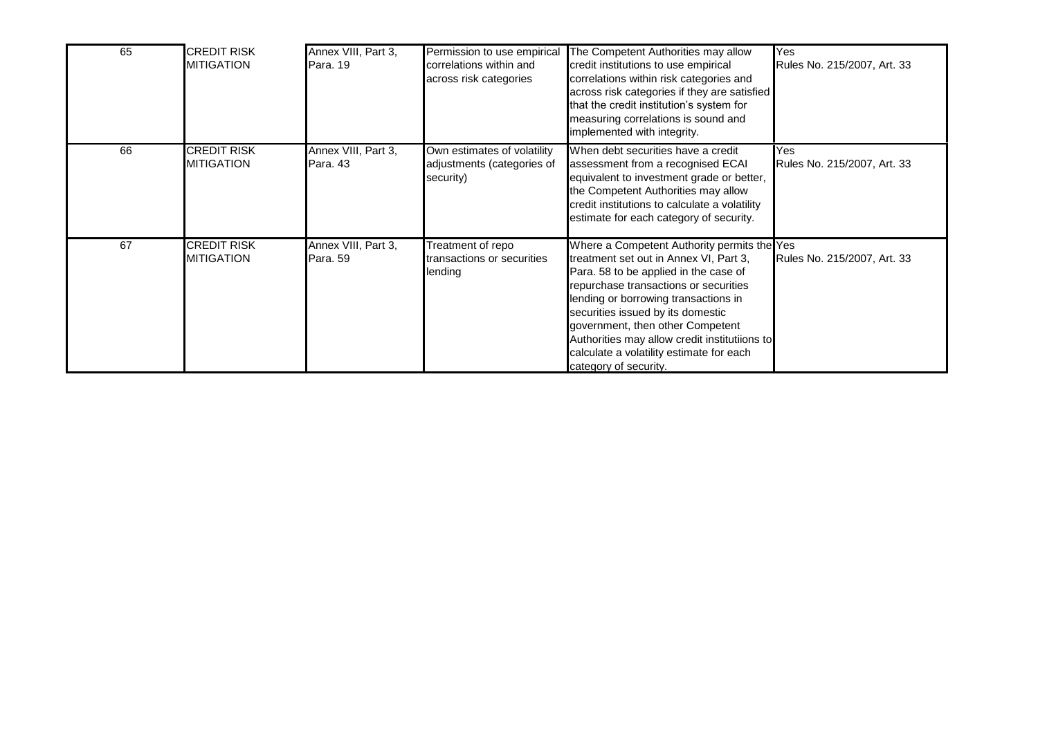| 65 | CREDIT RISK MITIGATION | Annex VIII, Part 3, Para. 19 | Permission to use empirical correlations within and across risk categories | The Competent Authorities may allow credit institutions to use empirical correlations within risk categories and across risk categories if they are satisfied that the credit institution's system for measuring correlations is sound and implemented with integrity. | Yes Rules No. 215/2007, Art. 33 |
|---|---|---|---|---|---|
| 66 | CREDIT RISK MITIGATION | Annex VIII, Part 3, Para. 43 | Own estimates of volatility adjustments (categories of security) | When debt securities have a credit assessment from a recognised ECAI equivalent to investment grade or better, the Competent Authorities may allow credit institutions to calculate a volatility estimate for each category of security. | Yes Rules No. 215/2007, Art. 33 |
| 67 | CREDIT RISK MITIGATION | Annex VIII, Part 3, Para. 59 | Treatment of repo transactions or securities lending | Where a Competent Authority permits the treatment set out in Annex VI, Part 3, Para. 58 to be applied in the case of repurchase transactions or securities lending or borrowing transactions in securities issued by its domestic government, then other Competent Authorities may allow credit institutiions to calculate a volatility estimate for each category of security. | Yes Rules No. 215/2007, Art. 33 |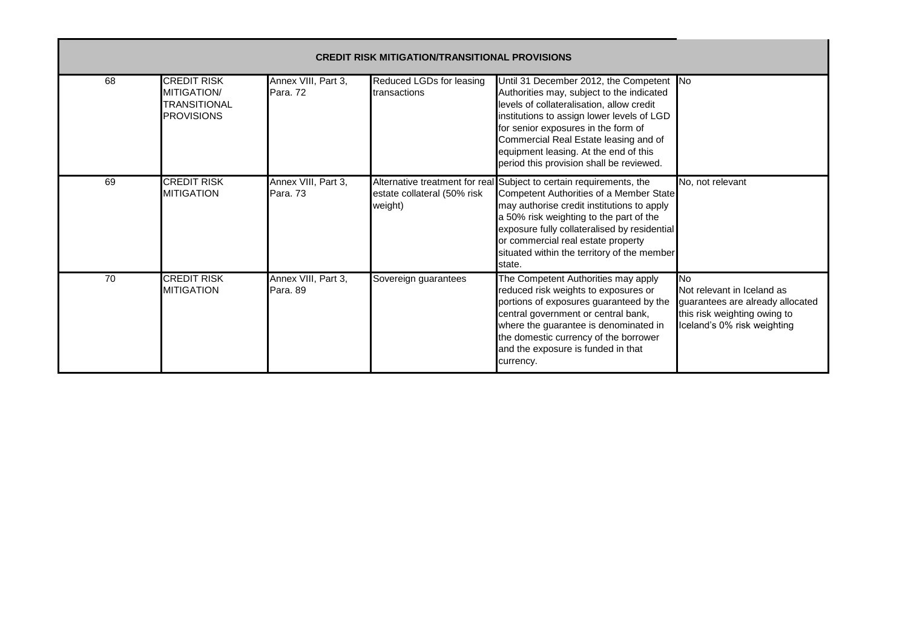| CREDIT RISK MITIGATION/TRANSITIONAL PROVISIONS | | | | | |
|---|---|---|---|---|---|
| 68 | CREDIT RISK MITIGATION/ TRANSITIONAL PROVISIONS | Annex VIII, Part 3, Para. 72 | Reduced LGDs for leasing transactions | Until 31 December 2012, the Competent Authorities may, subject to the indicated levels of collateralisation, allow credit institutions to assign lower levels of LGD for senior exposures in the form of Commercial Real Estate leasing and of equipment leasing. At the end of this period this provision shall be reviewed. | No |
| 69 | CREDIT RISK MITIGATION | Annex VIII, Part 3, Para. 73 | Alternative treatment for real estate collateral (50% risk weight) | Subject to certain requirements, the Competent Authorities of a Member State may authorise credit institutions to apply a 50% risk weighting to the part of the exposure fully collateralised by residential or commercial real estate property situated within the territory of the member state. | No, not relevant |
| 70 | CREDIT RISK MITIGATION | Annex VIII, Part 3, Para. 89 | Sovereign guarantees | The Competent Authorities may apply reduced risk weights to exposures or portions of exposures guaranteed by the central government or central bank, where the guarantee is denominated in the domestic currency of the borrower and the exposure is funded in that currency. | No<br>Not relevant in Iceland as guarantees are already allocated this risk weighting owing to Iceland's 0% risk weighting |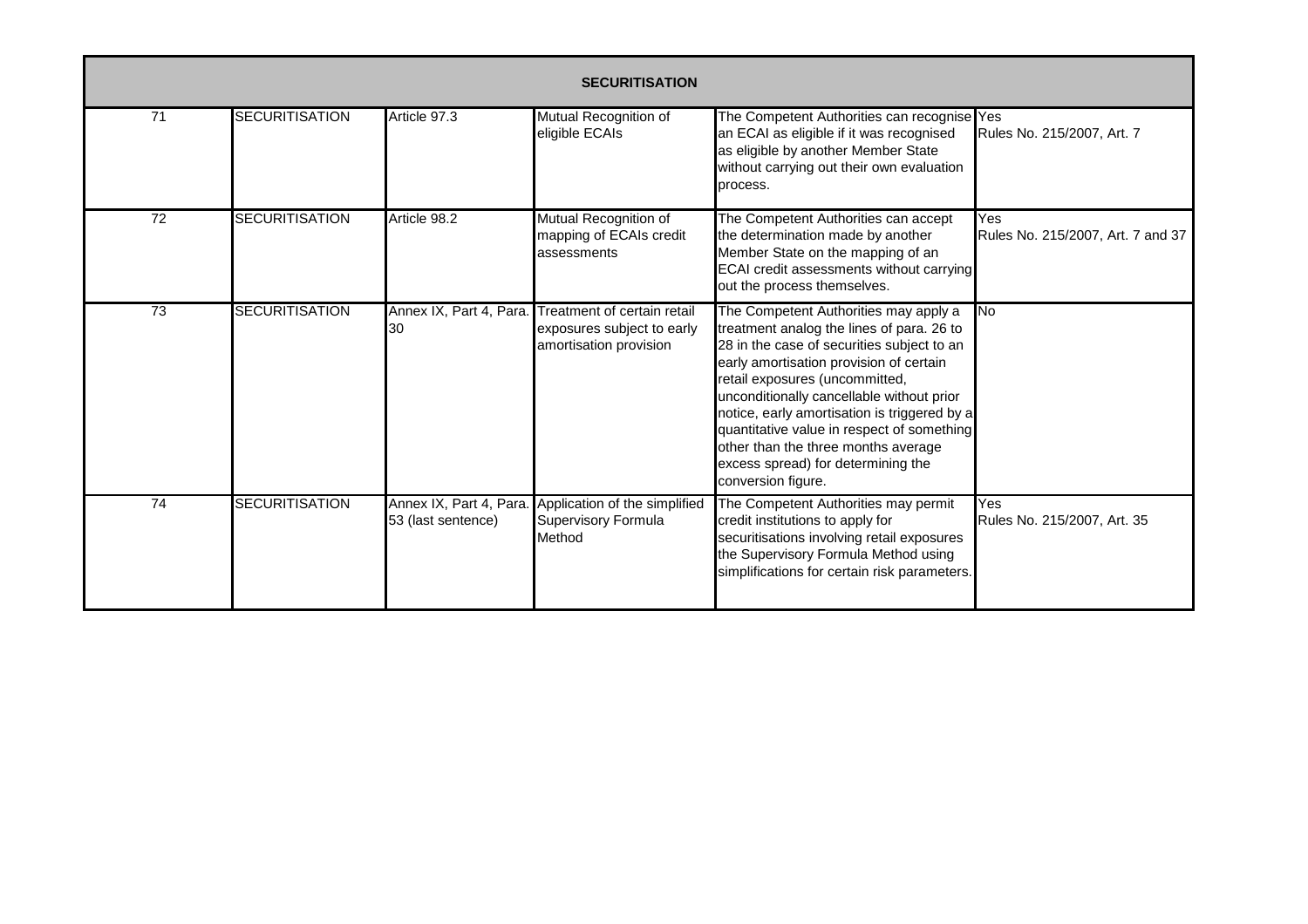| SECURITISATION | | | | | |
|---|---|---|---|---|---|
| 71 | SECURITISATION | Article 97.3 | Mutual Recognition of eligible ECAIs | The Competent Authorities can recognise an ECAI as eligible if it was recognised as eligible by another Member State without carrying out their own evaluation process. | Yes<br>Rules No. 215/2007, Art. 7 |
| 72 | SECURITISATION | Article 98.2 | Mutual Recognition of mapping of ECAIs credit assessments | The Competent Authorities can accept the determination made by another Member State on the mapping of an ECAI credit assessments without carrying out the process themselves. | Yes<br>Rules No. 215/2007, Art. 7 and 37 |
| 73 | SECURITISATION | Annex IX, Part 4, Para. 30 | Treatment of certain retail exposures subject to early amortisation provision | The Competent Authorities may apply a treatment analog the lines of para. 26 to 28 in the case of securities subject to an early amortisation provision of certain retail exposures (uncommitted, unconditionally cancellable without prior notice, early amortisation is triggered by a quantitative value in respect of something other than the three months average excess spread) for determining the conversion figure. | No |
| 74 | SECURITISATION | Annex IX, Part 4, Para. 53 (last sentence) | Application of the simplified Supervisory Formula Method | The Competent Authorities may permit credit institutions to apply for securitisations involving retail exposures the Supervisory Formula Method using simplifications for certain risk parameters. | Yes<br>Rules No. 215/2007, Art. 35 |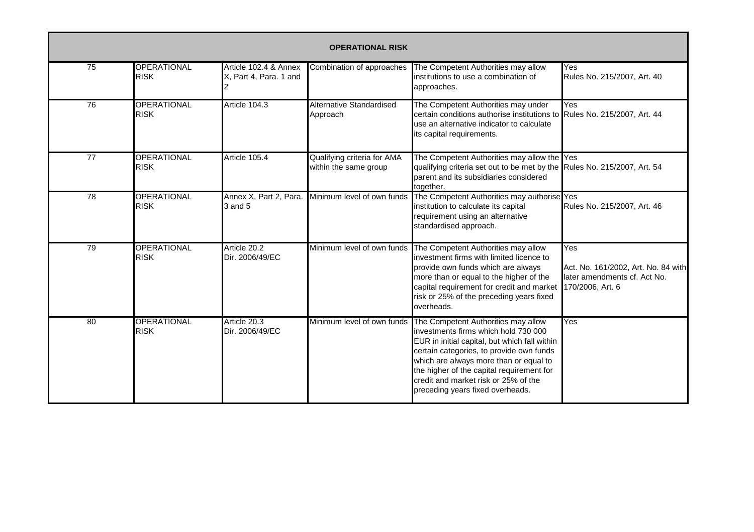| OPERATIONAL RISK | | | | | |
|---|---|---|---|---|---|
| 75 | OPERATIONAL RISK | Article 102.4 & Annex X, Part 4, Para. 1 and 2 | Combination of approaches | The Competent Authorities may allow institutions to use a combination of approaches. | Yes Rules No. 215/2007, Art. 40 |
| 76 | OPERATIONAL RISK | Article 104.3 | Alternative Standardised Approach | The Competent Authorities may under certain conditions authorise institutions to use an alternative indicator to calculate its capital requirements. | Yes Rules No. 215/2007, Art. 44 |
| 77 | OPERATIONAL RISK | Article 105.4 | Qualifying criteria for AMA within the same group | The Competent Authorities may allow the qualifying criteria set out to be met by the parent and its subsidiaries considered together. | Yes Rules No. 215/2007, Art. 54 |
| 78 | OPERATIONAL RISK | Annex X, Part 2, Para. 3 and 5 | Minimum level of own funds | The Competent Authorities may authorise institution to calculate its capital requirement using an alternative standardised approach. | Yes Rules No. 215/2007, Art. 46 |
| 79 | OPERATIONAL RISK | Article 20.2 Dir. 2006/49/EC | Minimum level of own funds | The Competent Authorities may allow investment firms with limited licence to provide own funds which are always more than or equal to the higher of the capital requirement for credit and market risk or 25% of the preceding years fixed overheads. | Yes Act. No. 161/2002, Art. No. 84 with later amendments cf. Act No. 170/2006, Art. 6 |
| 80 | OPERATIONAL RISK | Article 20.3 Dir. 2006/49/EC | Minimum level of own funds | The Competent Authorities may allow investments firms which hold 730 000 EUR in initial capital, but which fall within certain categories, to provide own funds which are always more than or equal to the higher of the capital requirement for credit and market risk or 25% of the preceding years fixed overheads. | Yes |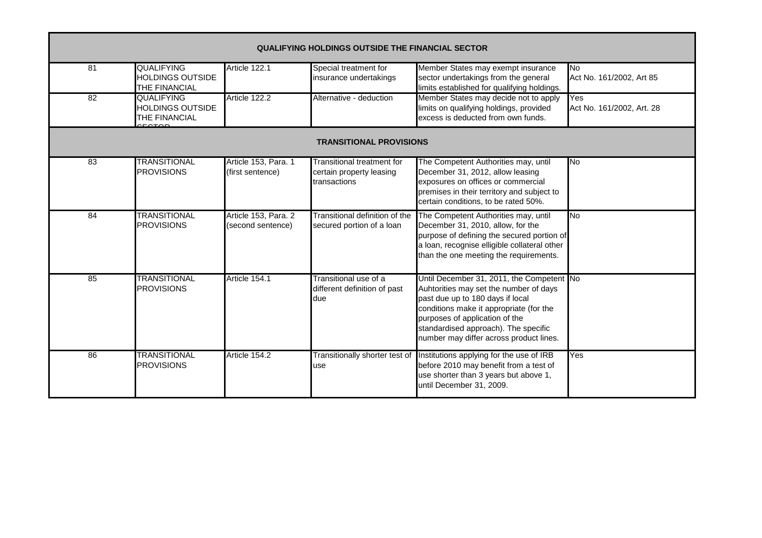| | | | | | |
|---|---|---|---|---|---|
| **QUALIFYING HOLDINGS OUTSIDE THE FINANCIAL SECTOR** | | | | | |
| 81 | QUALIFYING HOLDINGS OUTSIDE THE FINANCIAL | Article 122.1 | Special treatment for insurance undertakings | Member States may exempt insurance sector undertakings from the general limits established for qualifying holdings. | No<br>Act No. 161/2002, Art 85 |
| 82 | QUALIFYING HOLDINGS OUTSIDE THE FINANCIAL SECTOR | Article 122.2 | Alternative - deduction | Member States may decide not to apply limits on qualifying holdings, provided excess is deducted from own funds. | Yes<br>Act No. 161/2002, Art. 28 |
| **TRANSITIONAL PROVISIONS** | | | | | |
| 83 | TRANSITIONAL PROVISIONS | Article 153, Para. 1 (first sentence) | Transitional treatment for certain property leasing transactions | The Competent Authorities may, until December 31, 2012, allow leasing exposures on offices or commercial premises in their territory and subject to certain conditions, to be rated 50%. | No |
| 84 | TRANSITIONAL PROVISIONS | Article 153, Para. 2 (second sentence) | Transitional definition of the secured portion of a loan | The Competent Authorities may, until December 31, 2010, allow, for the purpose of defining the secured portion of a loan, recognise elligible collateral other than the one meeting the requirements. | No |
| 85 | TRANSITIONAL PROVISIONS | Article 154.1 | Transitional use of a different definition of past due | Until December 31, 2011, the Competent Auhtorities may set the number of days past due up to 180 days if local conditions make it appropriate (for the purposes of application of the standardised approach). The specific number may differ across product lines. | No |
| 86 | TRANSITIONAL PROVISIONS | Article 154.2 | Transitionally shorter test of use | Institutions applying for the use of IRB before 2010 may benefit from a test of use shorter than 3 years but above 1, until December 31, 2009. | Yes |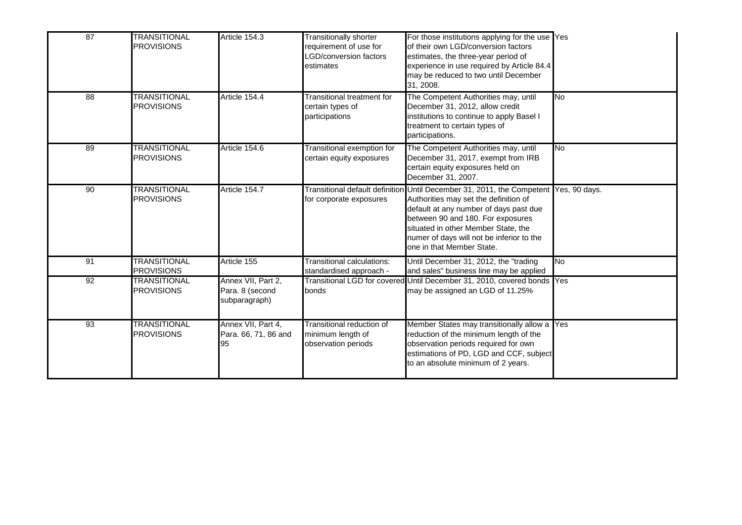| | | | | | |
|---|---|---|---|---|---|
| 87 | TRANSITIONAL PROVISIONS | Article 154.3 | Transitionally shorter requirement of use for LGD/conversion factors estimates | For those institutions applying for the use of their own LGD/conversion factors estimates, the three-year period of experience in use required by Article 84.4 may be reduced to two until December 31, 2008. | Yes |
| 88 | TRANSITIONAL PROVISIONS | Article 154.4 | Transitional treatment for certain types of participations | The Competent Authorities may, until December 31, 2012, allow credit institutions to continue to apply Basel I treatment to certain types of participations. | No |
| 89 | TRANSITIONAL PROVISIONS | Article 154.6 | Transitional exemption for certain equity exposures | The Competent Authorities may, until December 31, 2017, exempt from IRB certain equity exposures held on December 31, 2007. | No |
| 90 | TRANSITIONAL PROVISIONS | Article 154.7 | Transitional default definition for corporate exposures | Until December 31, 2011, the Competent Authorities may set the definition of default at any number of days past due between 90 and 180. For exposures situated in other Member State, the numer of days will not be inferior to the one in that Member State. | Yes, 90 days. |
| 91 | TRANSITIONAL PROVISIONS | Article 155 | Transitional calculations: standardised approach - | Until December 31, 2012, the "trading and sales" business line may be applied | No |
| 92 | TRANSITIONAL PROVISIONS | Annex VII, Part 2, Para. 8 (second subparagraph) | Transitional LGD for covered bonds | Until December 31, 2010, covered bonds may be assigned an LGD of 11.25% | Yes |
| 93 | TRANSITIONAL PROVISIONS | Annex VII, Part 4, Para. 66, 71, 86 and 95 | Transitional reduction of minimum length of observation periods | Member States may transitionally allow a reduction of the minimum length of the observation periods required for own estimations of PD, LGD and CCF, subject to an absolute minimum of 2 years. | Yes |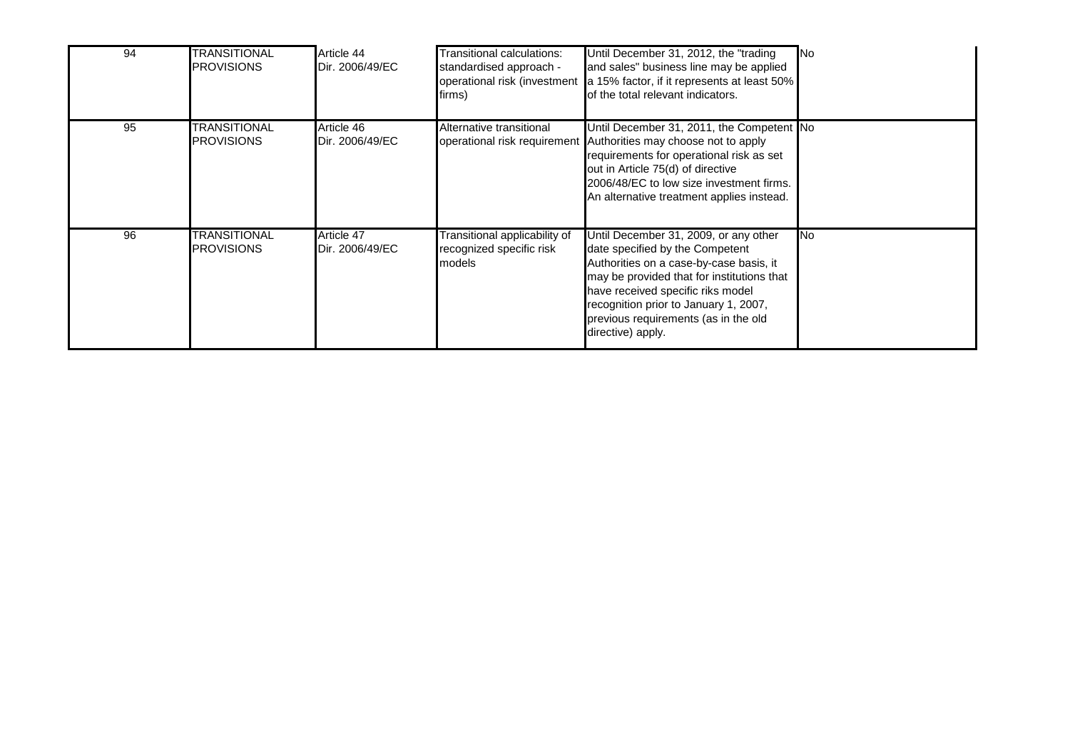| 94 | TRANSITIONAL PROVISIONS | Article 44 Dir. 2006/49/EC | Transitional calculations: standardised approach - operational risk (investment firms) | Until December 31, 2012, the "trading and sales" business line may be applied a 15% factor, if it represents at least 50% of the total relevant indicators. | No |
|---|---|---|---|---|---|
| 95 | TRANSITIONAL PROVISIONS | Article 46 Dir. 2006/49/EC | Alternative transitional operational risk requirement | Until December 31, 2011, the Competent Authorities may choose not to apply requirements for operational risk as set out in Article 75(d) of directive 2006/48/EC to low size investment firms. An alternative treatment applies instead. | No |
| 96 | TRANSITIONAL PROVISIONS | Article 47 Dir. 2006/49/EC | Transitional applicability of recognized specific risk models | Until December 31, 2009, or any other date specified by the Competent Authorities on a case-by-case basis, it may be provided that for institutions that have received specific riks model recognition prior to January 1, 2007, previous requirements (as in the old directive) apply. | No |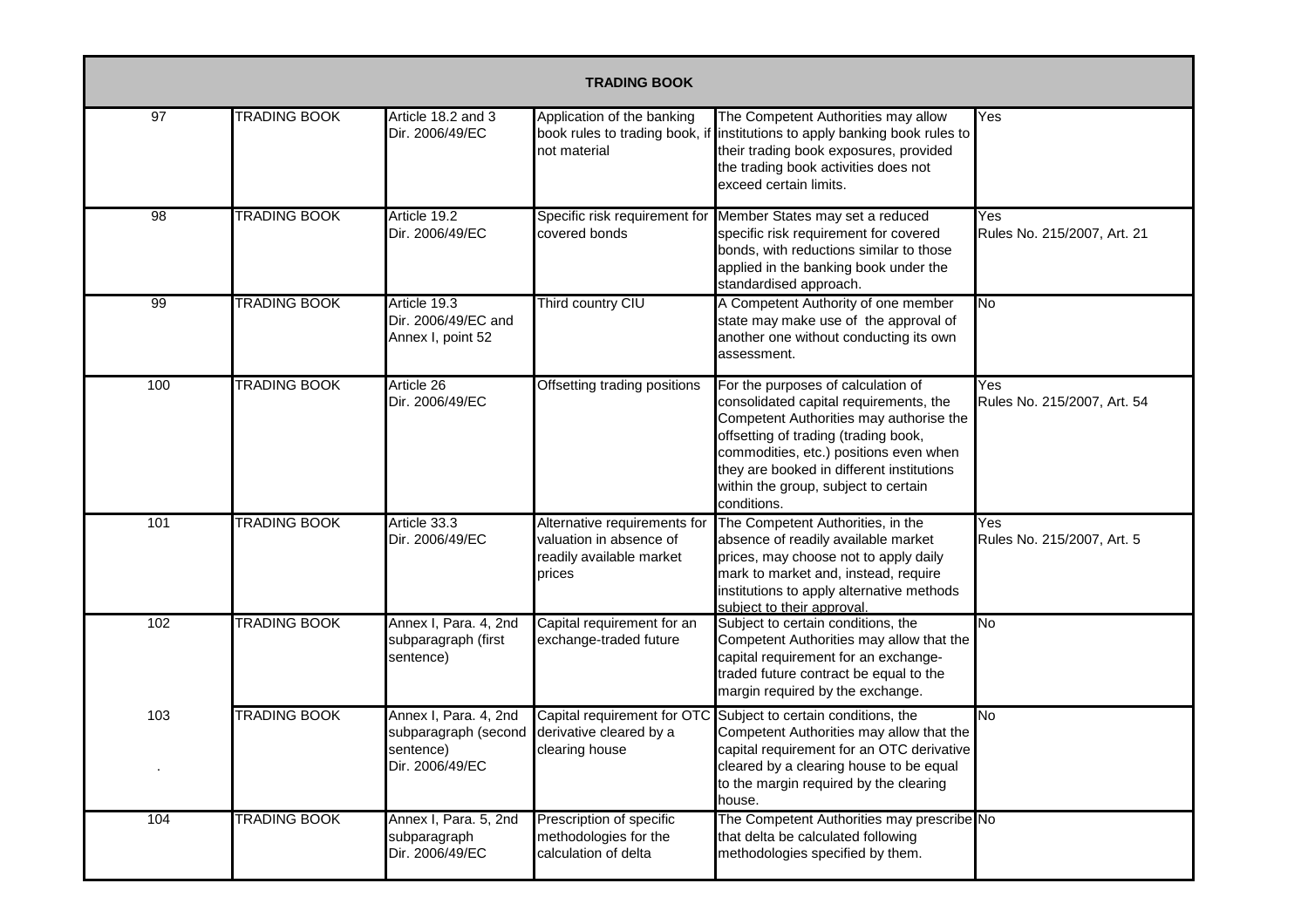| TRADING BOOK | | | | | |
|---|---|---|---|---|---|
| 97 | TRADING BOOK | Article 18.2 and 3 Dir. 2006/49/EC | Application of the banking book rules to trading book, if not material | The Competent Authorities may allow institutions to apply banking book rules to their trading book exposures, provided the trading book activities does not exceed certain limits. | Yes |
| 98 | TRADING BOOK | Article 19.2 Dir. 2006/49/EC | Specific risk requirement for covered bonds | Member States may set a reduced specific risk requirement for covered bonds, with reductions similar to those applied in the banking book under the standardised approach. | Yes Rules No. 215/2007, Art. 21 |
| 99 | TRADING BOOK | Article 19.3 Dir. 2006/49/EC and Annex I, point 52 | Third country CIU | A Competent Authority of one member state may make use of the approval of another one without conducting its own assessment. | No |
| 100 | TRADING BOOK | Article 26 Dir. 2006/49/EC | Offsetting trading positions | For the purposes of calculation of consolidated capital requirements, the Competent Authorities may authorise the offsetting of trading (trading book, commodities, etc.) positions even when they are booked in different institutions within the group, subject to certain conditions. | Yes Rules No. 215/2007, Art. 54 |
| 101 | TRADING BOOK | Article 33.3 Dir. 2006/49/EC | Alternative requirements for valuation in absence of readily available market prices | The Competent Authorities, in the absence of readily available market prices, may choose not to apply daily mark to market and, instead, require institutions to apply alternative methods subject to their approval. | Yes Rules No. 215/2007, Art. 5 |
| 102 | TRADING BOOK | Annex I, Para. 4, 2nd subparagraph (first sentence) | Capital requirement for an exchange-traded future | Subject to certain conditions, the Competent Authorities may allow that the capital requirement for an exchange-traded future contract be equal to the margin required by the exchange. | No |
| 103 | TRADING BOOK | Annex I, Para. 4, 2nd subparagraph (second sentence) Dir. 2006/49/EC | Capital requirement for OTC derivative cleared by a clearing house | Subject to certain conditions, the Competent Authorities may allow that the capital requirement for an OTC derivative cleared by a clearing house to be equal to the margin required by the clearing house. | No |
| 104 | TRADING BOOK | Annex I, Para. 5, 2nd subparagraph Dir. 2006/49/EC | Prescription of specific methodologies for the calculation of delta | The Competent Authorities may prescribe that delta be calculated following methodologies specified by them. | No |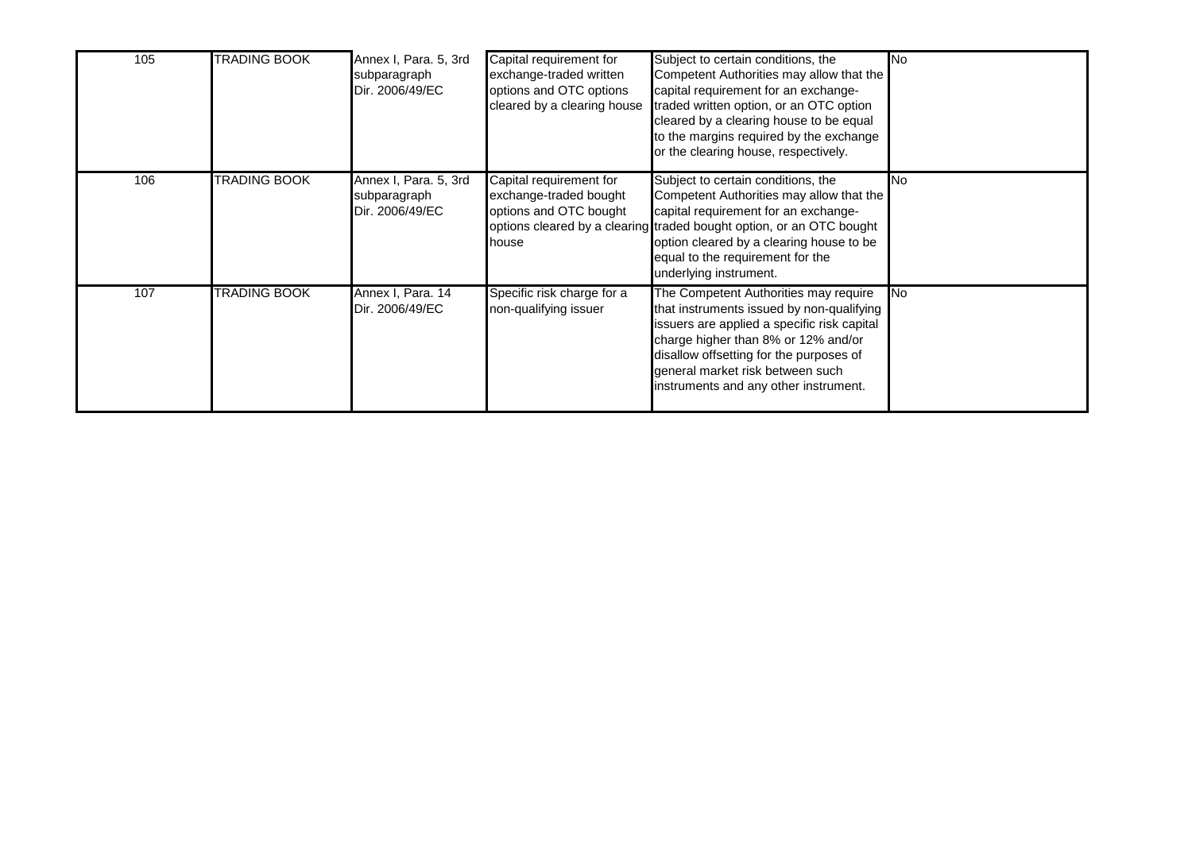| 105 | TRADING BOOK | Annex I, Para. 5, 3rd subparagraph Dir. 2006/49/EC | Capital requirement for exchange-traded written options and OTC options cleared by a clearing house | Subject to certain conditions, the Competent Authorities may allow that the capital requirement for an exchange-traded written option, or an OTC option cleared by a clearing house to be equal to the margins required by the exchange or the clearing house, respectively. | No |
|---|---|---|---|---|---|
| 106 | TRADING BOOK | Annex I, Para. 5, 3rd subparagraph Dir. 2006/49/EC | Capital requirement for exchange-traded bought options and OTC bought options cleared by a clearing house | Subject to certain conditions, the Competent Authorities may allow that the capital requirement for an exchange-traded bought option, or an OTC bought option cleared by a clearing house to be equal to the requirement for the underlying instrument. | No |
| 107 | TRADING BOOK | Annex I, Para. 14 Dir. 2006/49/EC | Specific risk charge for a non-qualifying issuer | The Competent Authorities may require that instruments issued by non-qualifying issuers are applied a specific risk capital charge higher than 8% or 12% and/or disallow offsetting for the purposes of general market risk between such instruments and any other instrument. | No |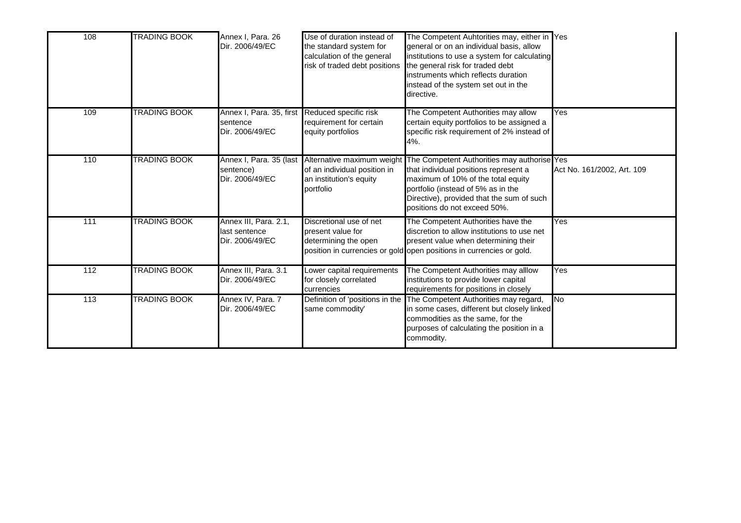| 108 | TRADING BOOK | Annex I, Para. 26 Dir. 2006/49/EC | Use of duration instead of the standard system for calculation of the general risk of traded debt positions | The Competent Auhtorities may, either in general or on an individual basis, allow institutions to use a system for calculating the general risk for traded debt instruments which reflects duration instead of the system set out in the directive. | Yes | |
|---|---|---|---|---|---|---|
| 109 | TRADING BOOK | Annex I, Para. 35, first sentence Dir. 2006/49/EC | Reduced specific risk requirement for certain equity portfolios | The Competent Authorities may allow certain equity portfolios to be assigned a specific risk requirement of 2% instead of 4%. | Yes | |
| 110 | TRADING BOOK | Annex I, Para. 35 (last sentence) Dir. 2006/49/EC | Alternative maximum weight of an individual position in an institution's equity portfolio | The Competent Authorities may authorise that individual positions represent a maximum of 10% of the total equity portfolio (instead of 5% as in the Directive), provided that the sum of such positions do not exceed 50%. | Yes | Act No. 161/2002, Art. 109 |
| 111 | TRADING BOOK | Annex III, Para. 2.1, last sentence Dir. 2006/49/EC | Discretional use of net present value for determining the open position in currencies or gold | The Competent Authorities have the discretion to allow institutions to use net present value when determining their open positions in currencies or gold. | Yes | |
| 112 | TRADING BOOK | Annex III, Para. 3.1 Dir. 2006/49/EC | Lower capital requirements for closely correlated currencies | The Competent Authorities may alllow institutions to provide lower capital requirements for positions in closely | Yes | |
| 113 | TRADING BOOK | Annex IV, Para. 7 Dir. 2006/49/EC | Definition of 'positions in the same commodity' | The Competent Authorities may regard, in some cases, different but closely linked commodities as the same, for the purposes of calculating the position in a commodity. | No | |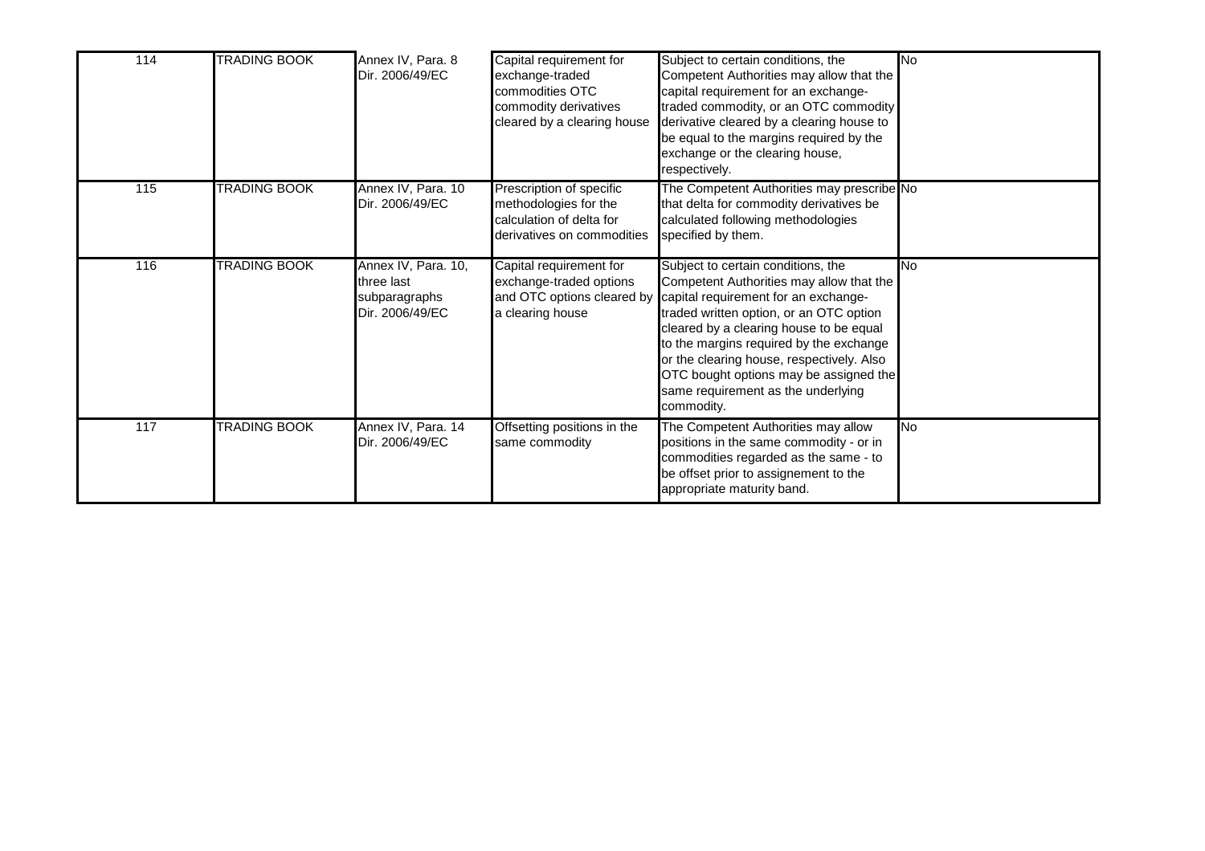| | | | | | |
|---|---|---|---|---|---|
| 114 | TRADING BOOK | Annex IV, Para. 8 Dir. 2006/49/EC | Capital requirement for exchange-traded commodities OTC commodity derivatives cleared by a clearing house | Subject to certain conditions, the Competent Authorities may allow that the capital requirement for an exchange-traded commodity, or an OTC commodity derivative cleared by a clearing house to be equal to the margins required by the exchange or the clearing house, respectively. | No |
| 115 | TRADING BOOK | Annex IV, Para. 10 Dir. 2006/49/EC | Prescription of specific methodologies for the calculation of delta for derivatives on commodities | The Competent Authorities may prescribe that delta for commodity derivatives be calculated following methodologies specified by them. | No |
| 116 | TRADING BOOK | Annex IV, Para. 10, three last subparagraphs Dir. 2006/49/EC | Capital requirement for exchange-traded options and OTC options cleared by a clearing house | Subject to certain conditions, the Competent Authorities may allow that the capital requirement for an exchange-traded written option, or an OTC option cleared by a clearing house to be equal to the margins required by the exchange or the clearing house, respectively. Also OTC bought options may be assigned the same requirement as the underlying commodity. | No |
| 117 | TRADING BOOK | Annex IV, Para. 14 Dir. 2006/49/EC | Offsetting positions in the same commodity | The Competent Authorities may allow positions in the same commodity - or in commodities regarded as the same - to be offset prior to assignement to the appropriate maturity band. | No |